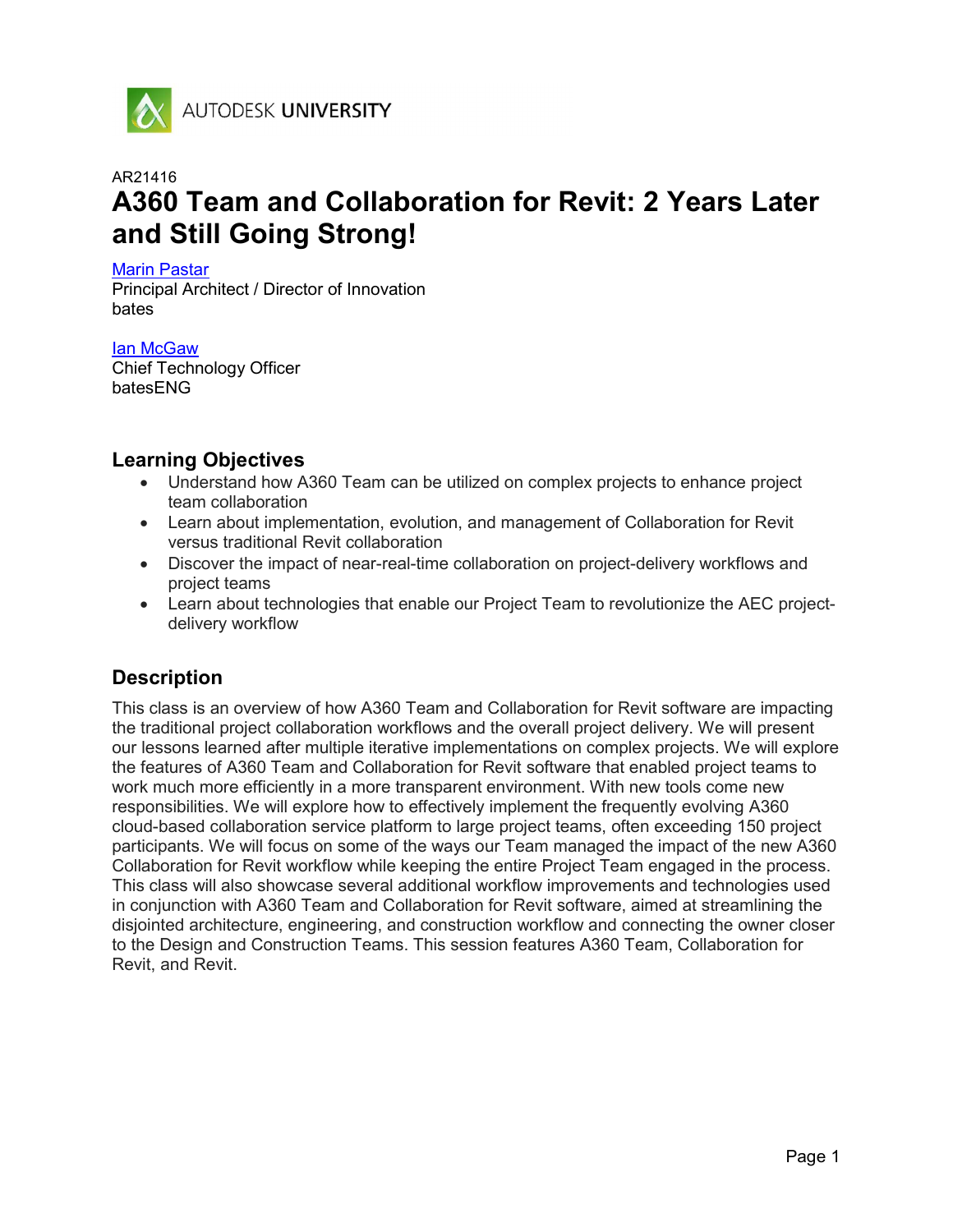AUTODESK UNIVERSITY

AR21416

# A360 Team and Collaboration for Revit: 2 Years Later and Still Going Strong!

[Marin Pastar](#)
Principal Architect / Director of Innovation
bates

[Ian McGaw](#)
Chief Technology Officer
batesENG

## Learning Objectives

- Understand how A360 Team can be utilized on complex projects to enhance project team collaboration
- Learn about implementation, evolution, and management of Collaboration for Revit versus traditional Revit collaboration
- Discover the impact of near-real-time collaboration on project-delivery workflows and project teams
- Learn about technologies that enable our Project Team to revolutionize the AEC project-delivery workflow

## Description

This class is an overview of how A360 Team and Collaboration for Revit software are impacting the traditional project collaboration workflows and the overall project delivery. We will present our lessons learned after multiple iterative implementations on complex projects. We will explore the features of A360 Team and Collaboration for Revit software that enabled project teams to work much more efficiently in a more transparent environment. With new tools come new responsibilities. We will explore how to effectively implement the frequently evolving A360 cloud-based collaboration service platform to large project teams, often exceeding 150 project participants. We will focus on some of the ways our Team managed the impact of the new A360 Collaboration for Revit workflow while keeping the entire Project Team engaged in the process. This class will also showcase several additional workflow improvements and technologies used in conjunction with A360 Team and Collaboration for Revit software, aimed at streamlining the disjointed architecture, engineering, and construction workflow and connecting the owner closer to the Design and Construction Teams. This session features A360 Team, Collaboration for Revit, and Revit.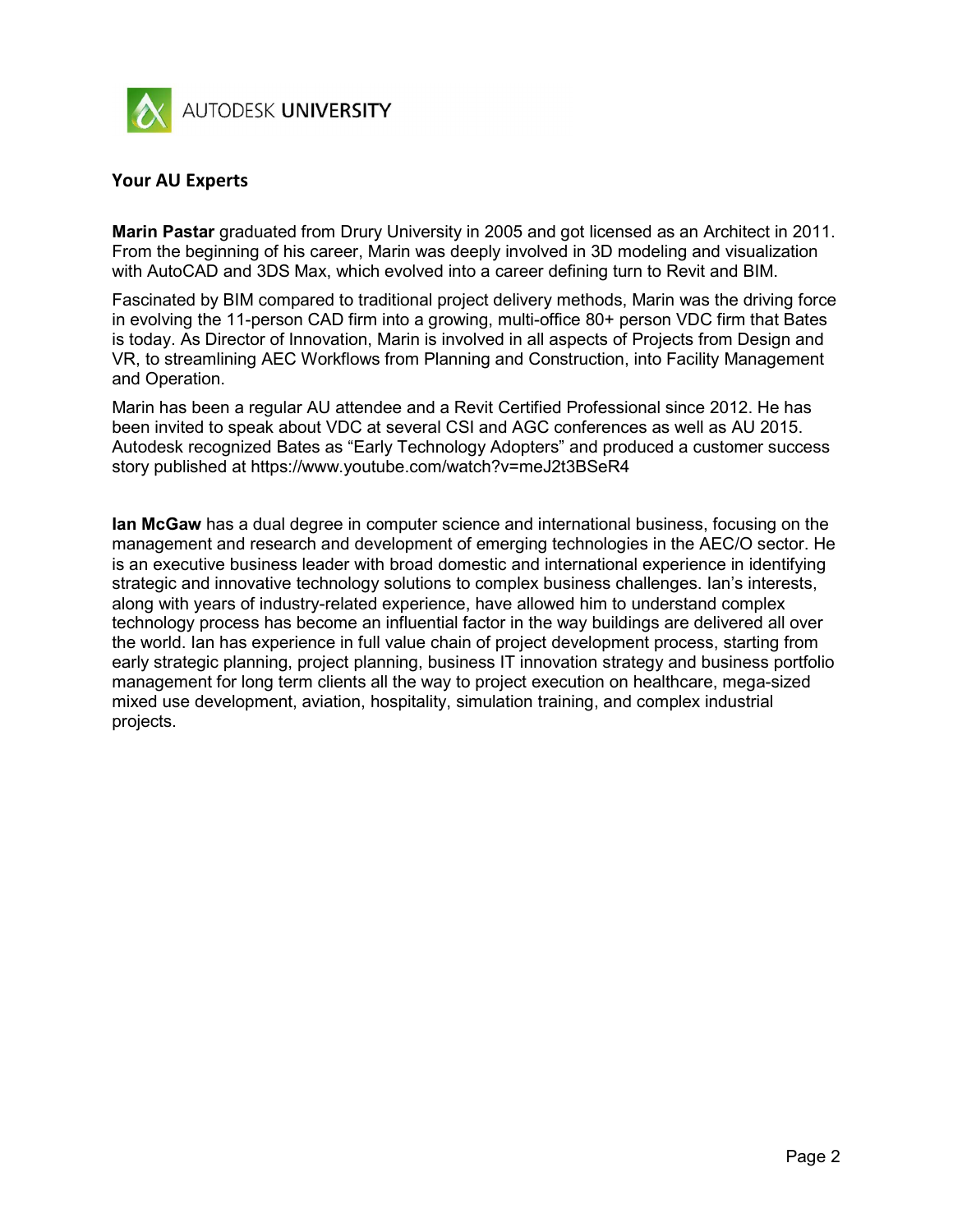## Your AU Experts

**Marin Pastar** graduated from Drury University in 2005 and got licensed as an Architect in 2011. From the beginning of his career, Marin was deeply involved in 3D modeling and visualization with AutoCAD and 3DS Max, which evolved into a career defining turn to Revit and BIM.

Fascinated by BIM compared to traditional project delivery methods, Marin was the driving force in evolving the 11-person CAD firm into a growing, multi-office 80+ person VDC firm that Bates is today. As Director of Innovation, Marin is involved in all aspects of Projects from Design and VR, to streamlining AEC Workflows from Planning and Construction, into Facility Management and Operation.

Marin has been a regular AU attendee and a Revit Certified Professional since 2012. He has been invited to speak about VDC at several CSI and AGC conferences as well as AU 2015. Autodesk recognized Bates as "Early Technology Adopters" and produced a customer success story published at https://www.youtube.com/watch?v=meJ2t3BSeR4

**Ian McGaw** has a dual degree in computer science and international business, focusing on the management and research and development of emerging technologies in the AEC/O sector. He is an executive business leader with broad domestic and international experience in identifying strategic and innovative technology solutions to complex business challenges. Ian's interests, along with years of industry-related experience, have allowed him to understand complex technology process has become an influential factor in the way buildings are delivered all over the world. Ian has experience in full value chain of project development process, starting from early strategic planning, project planning, business IT innovation strategy and business portfolio management for long term clients all the way to project execution on healthcare, mega-sized mixed use development, aviation, hospitality, simulation training, and complex industrial projects.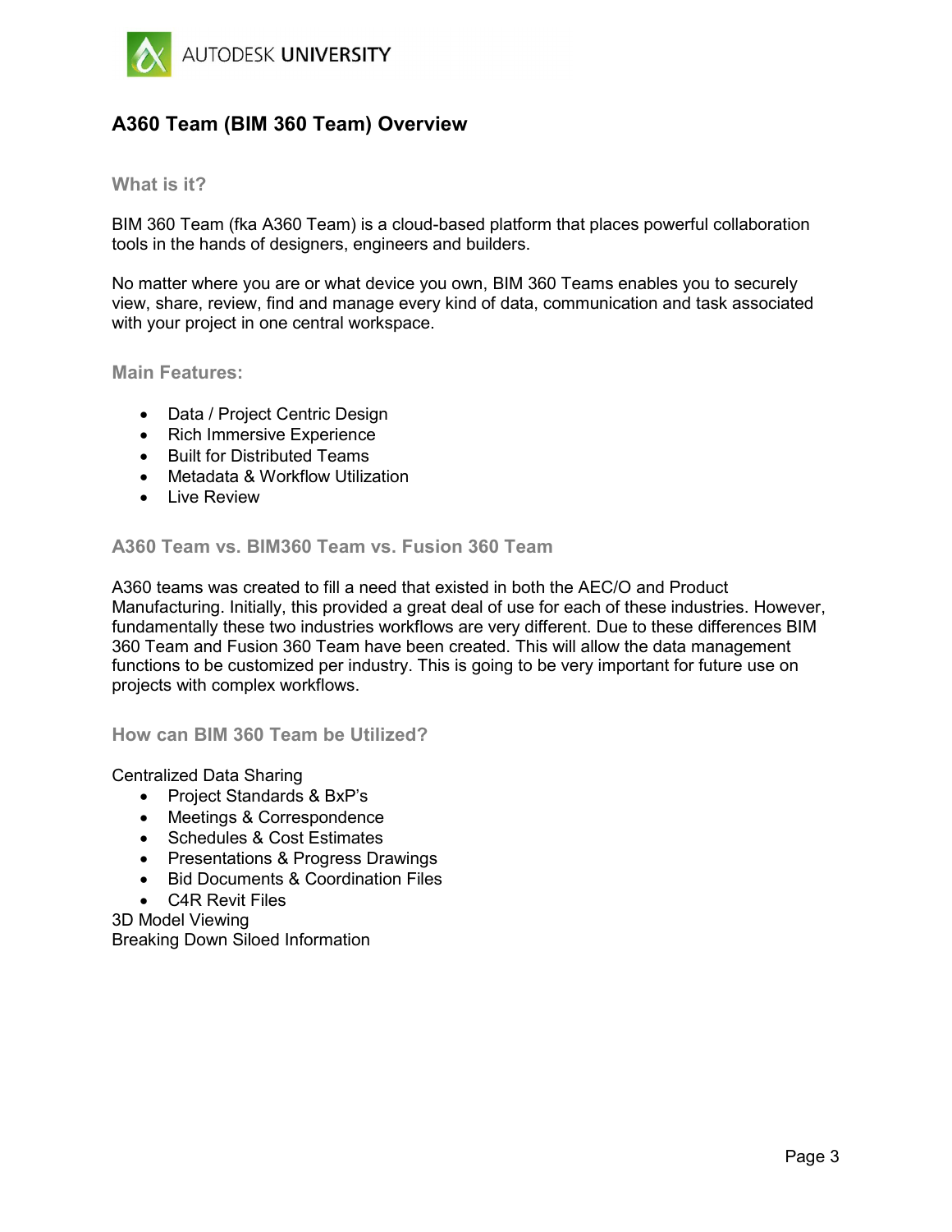# A360 Team (BIM 360 Team) Overview

## What is it?

BIM 360 Team (fka A360 Team) is a cloud-based platform that places powerful collaboration tools in the hands of designers, engineers and builders.

No matter where you are or what device you own, BIM 360 Teams enables you to securely view, share, review, find and manage every kind of data, communication and task associated with your project in one central workspace.

## Main Features:

- Data / Project Centric Design
- Rich Immersive Experience
- Built for Distributed Teams
- Metadata & Workflow Utilization
- Live Review

## A360 Team vs. BIM360 Team vs. Fusion 360 Team

A360 teams was created to fill a need that existed in both the AEC/O and Product Manufacturing. Initially, this provided a great deal of use for each of these industries. However, fundamentally these two industries workflows are very different. Due to these differences BIM 360 Team and Fusion 360 Team have been created. This will allow the data management functions to be customized per industry. This is going to be very important for future use on projects with complex workflows.

## How can BIM 360 Team be Utilized?

Centralized Data Sharing

- Project Standards & BxP's
- Meetings & Correspondence
- Schedules & Cost Estimates
- Presentations & Progress Drawings
- Bid Documents & Coordination Files
- C4R Revit Files

3D Model Viewing

Breaking Down Siloed Information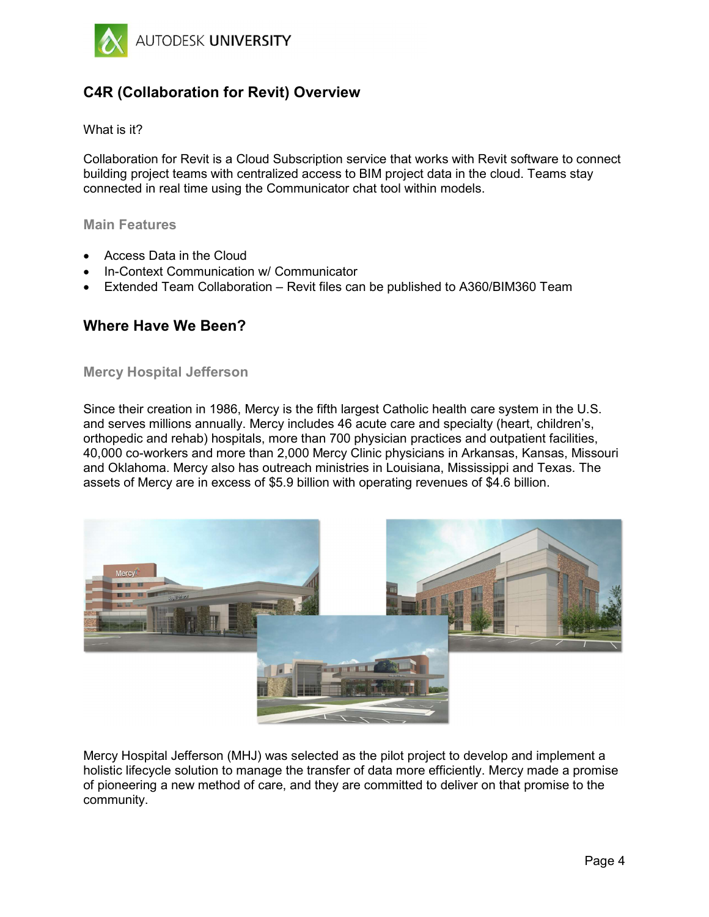## C4R (Collaboration for Revit) Overview

What is it?

Collaboration for Revit is a Cloud Subscription service that works with Revit software to connect building project teams with centralized access to BIM project data in the cloud. Teams stay connected in real time using the Communicator chat tool within models.

### Main Features

- Access Data in the Cloud
- In-Context Communication w/ Communicator
- Extended Team Collaboration – Revit files can be published to A360/BIM360 Team

## Where Have We Been?

### Mercy Hospital Jefferson

Since their creation in 1986, Mercy is the fifth largest Catholic health care system in the U.S. and serves millions annually. Mercy includes 46 acute care and specialty (heart, children's, orthopedic and rehab) hospitals, more than 700 physician practices and outpatient facilities, 40,000 co-workers and more than 2,000 Mercy Clinic physicians in Arkansas, Kansas, Missouri and Oklahoma. Mercy also has outreach ministries in Louisiana, Mississippi and Texas. The assets of Mercy are in excess of $5.9 billion with operating revenues of $4.6 billion.

Mercy Hospital Jefferson (MHJ) was selected as the pilot project to develop and implement a holistic lifecycle solution to manage the transfer of data more efficiently. Mercy made a promise of pioneering a new method of care, and they are committed to deliver on that promise to the community.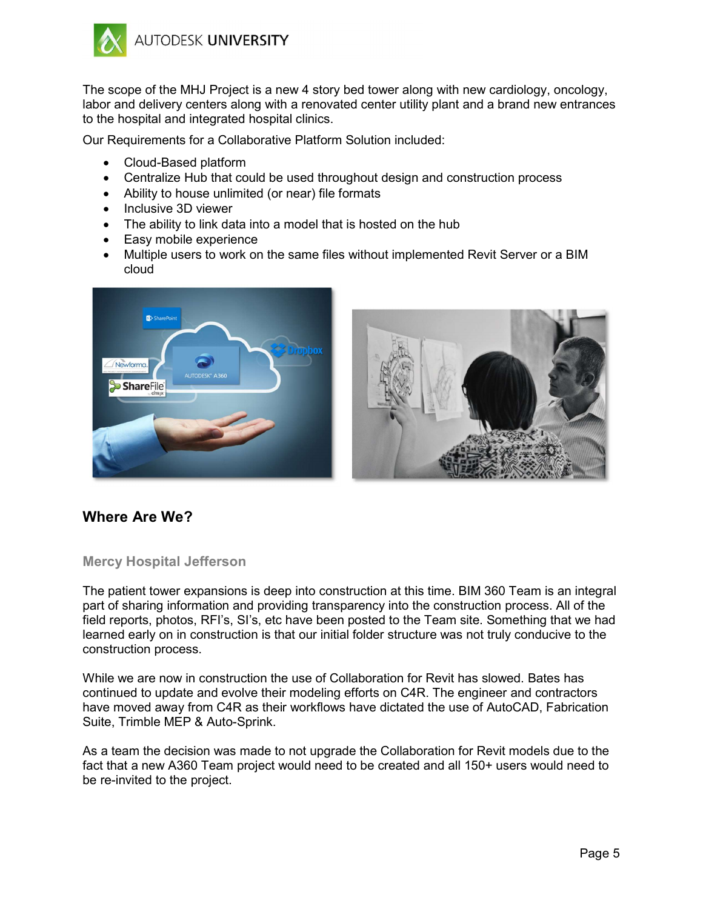The scope of the MHJ Project is a new 4 story bed tower along with new cardiology, oncology, labor and delivery centers along with a renovated center utility plant and a brand new entrances to the hospital and integrated hospital clinics.

Our Requirements for a Collaborative Platform Solution included:

- Cloud-Based platform
- Centralize Hub that could be used throughout design and construction process
- Ability to house unlimited (or near) file formats
- Inclusive 3D viewer
- The ability to link data into a model that is hosted on the hub
- Easy mobile experience
- Multiple users to work on the same files without implemented Revit Server or a BIM cloud

## Where Are We?

### Mercy Hospital Jefferson

The patient tower expansions is deep into construction at this time. BIM 360 Team is an integral part of sharing information and providing transparency into the construction process. All of the field reports, photos, RFI's, SI's, etc have been posted to the Team site. Something that we had learned early on in construction is that our initial folder structure was not truly conducive to the construction process.

While we are now in construction the use of Collaboration for Revit has slowed. Bates has continued to update and evolve their modeling efforts on C4R. The engineer and contractors have moved away from C4R as their workflows have dictated the use of AutoCAD, Fabrication Suite, Trimble MEP & Auto-Sprink.

As a team the decision was made to not upgrade the Collaboration for Revit models due to the fact that a new A360 Team project would need to be created and all 150+ users would need to be re-invited to the project.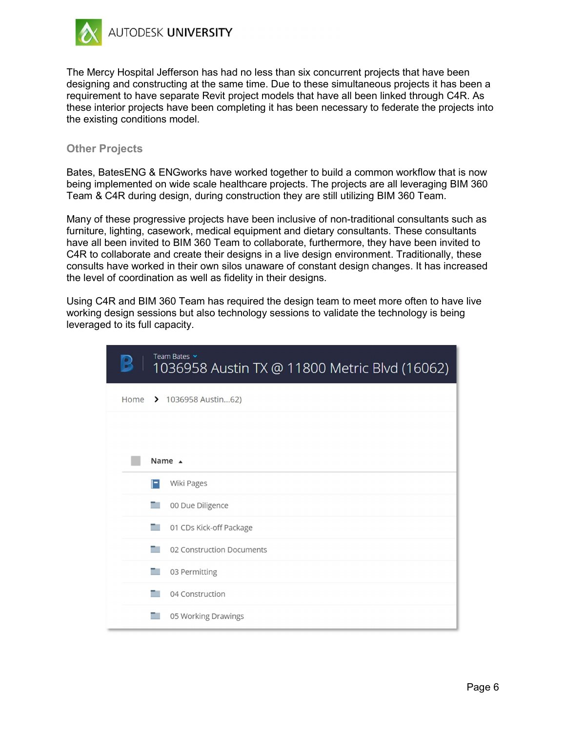The Mercy Hospital Jefferson has had no less than six concurrent projects that have been designing and constructing at the same time. Due to these simultaneous projects it has been a requirement to have separate Revit project models that have all been linked through C4R. As these interior projects have been completing it has been necessary to federate the projects into the existing conditions model.

## Other Projects

Bates, BatesENG & ENGworks have worked together to build a common workflow that is now being implemented on wide scale healthcare projects. The projects are all leveraging BIM 360 Team & C4R during design, during construction they are still utilizing BIM 360 Team.

Many of these progressive projects have been inclusive of non-traditional consultants such as furniture, lighting, casework, medical equipment and dietary consultants. These consultants have all been invited to BIM 360 Team to collaborate, furthermore, they have been invited to C4R to collaborate and create their designs in a live design environment. Traditionally, these consults have worked in their own silos unaware of constant design changes. It has increased the level of coordination as well as fidelity in their designs.

Using C4R and BIM 360 Team has required the design team to meet more often to have live working design sessions but also technology sessions to validate the technology is being leveraged to its full capacity.

Team Bates

1036958 Austin TX @ 11800 Metric Blvd (16062)

Home > 1036958 Austin...62)

| Name ▲ |
|---|
| Wiki Pages |
| 00 Due Diligence |
| 01 CDs Kick-off Package |
| 02 Construction Documents |
| 03 Permitting |
| 04 Construction |
| 05 Working Drawings |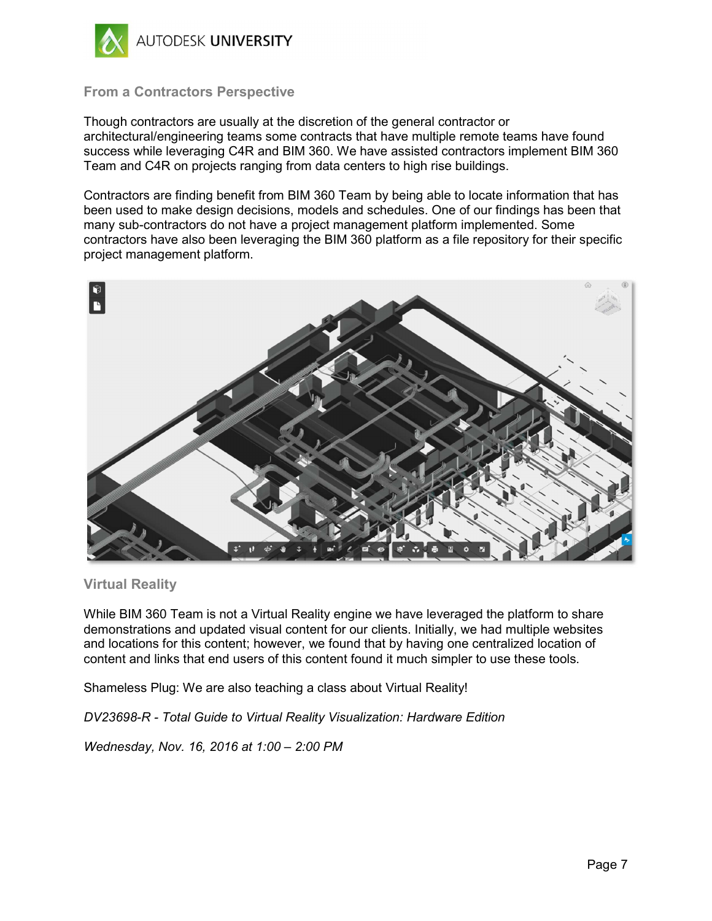## From a Contractors Perspective

Though contractors are usually at the discretion of the general contractor or architectural/engineering teams some contracts that have multiple remote teams have found success while leveraging C4R and BIM 360. We have assisted contractors implement BIM 360 Team and C4R on projects ranging from data centers to high rise buildings.

Contractors are finding benefit from BIM 360 Team by being able to locate information that has been used to make design decisions, models and schedules. One of our findings has been that many sub-contractors do not have a project management platform implemented. Some contractors have also been leveraging the BIM 360 platform as a file repository for their specific project management platform.

## Virtual Reality

While BIM 360 Team is not a Virtual Reality engine we have leveraged the platform to share demonstrations and updated visual content for our clients. Initially, we had multiple websites and locations for this content; however, we found that by having one centralized location of content and links that end users of this content found it much simpler to use these tools.

Shameless Plug: We are also teaching a class about Virtual Reality!

*DV23698-R - Total Guide to Virtual Reality Visualization: Hardware Edition*

*Wednesday, Nov. 16, 2016 at 1:00 – 2:00 PM*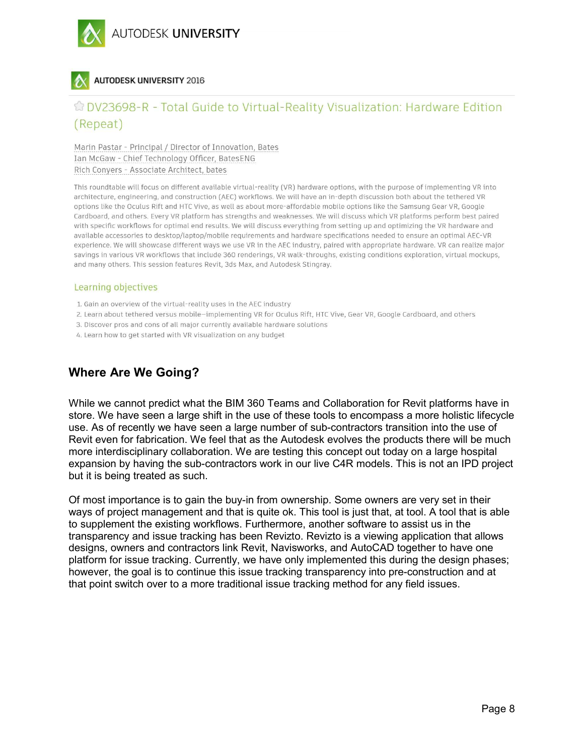AUTODESK UNIVERSITY 2016

## DV23698-R - Total Guide to Virtual-Reality Visualization: Hardware Edition (Repeat)

Marin Pastar - Principal / Director of Innovation, Bates
Ian McGaw - Chief Technology Officer, BatesENG
Rich Conyers - Associate Architect, bates

This roundtable will focus on different available virtual-reality (VR) hardware options, with the purpose of implementing VR into architecture, engineering, and construction (AEC) workflows. We will have an in-depth discussion both about the tethered VR options like the Oculus Rift and HTC Vive, as well as about more-affordable mobile options like the Samsung Gear VR, Google Cardboard, and others. Every VR platform has strengths and weaknesses. We will discuss which VR platforms perform best paired with specific workflows for optimal end results. We will discuss everything from setting up and optimizing the VR hardware and available accessories to desktop/laptop/mobile requirements and hardware specifications needed to ensure an optimal AEC-VR experience. We will showcase different ways we use VR in the AEC industry, paired with appropriate hardware. VR can realize major savings in various VR workflows that include 360 renderings, VR walk-throughs, existing conditions exploration, virtual mockups, and many others. This session features Revit, 3ds Max, and Autodesk Stingray.

### Learning objectives

1. Gain an overview of the virtual-reality uses in the AEC industry
2. Learn about tethered versus mobile—implementing VR for Oculus Rift, HTC Vive, Gear VR, Google Cardboard, and others
3. Discover pros and cons of all major currently available hardware solutions
4. Learn how to get started with VR visualization on any budget

## Where Are We Going?

While we cannot predict what the BIM 360 Teams and Collaboration for Revit platforms have in store. We have seen a large shift in the use of these tools to encompass a more holistic lifecycle use. As of recently we have seen a large number of sub-contractors transition into the use of Revit even for fabrication. We feel that as the Autodesk evolves the products there will be much more interdisciplinary collaboration. We are testing this concept out today on a large hospital expansion by having the sub-contractors work in our live C4R models. This is not an IPD project but it is being treated as such.

Of most importance is to gain the buy-in from ownership. Some owners are very set in their ways of project management and that is quite ok. This tool is just that, at tool. A tool that is able to supplement the existing workflows. Furthermore, another software to assist us in the transparency and issue tracking has been Revizto. Revizto is a viewing application that allows designs, owners and contractors link Revit, Navisworks, and AutoCAD together to have one platform for issue tracking. Currently, we have only implemented this during the design phases; however, the goal is to continue this issue tracking transparency into pre-construction and at that point switch over to a more traditional issue tracking method for any field issues.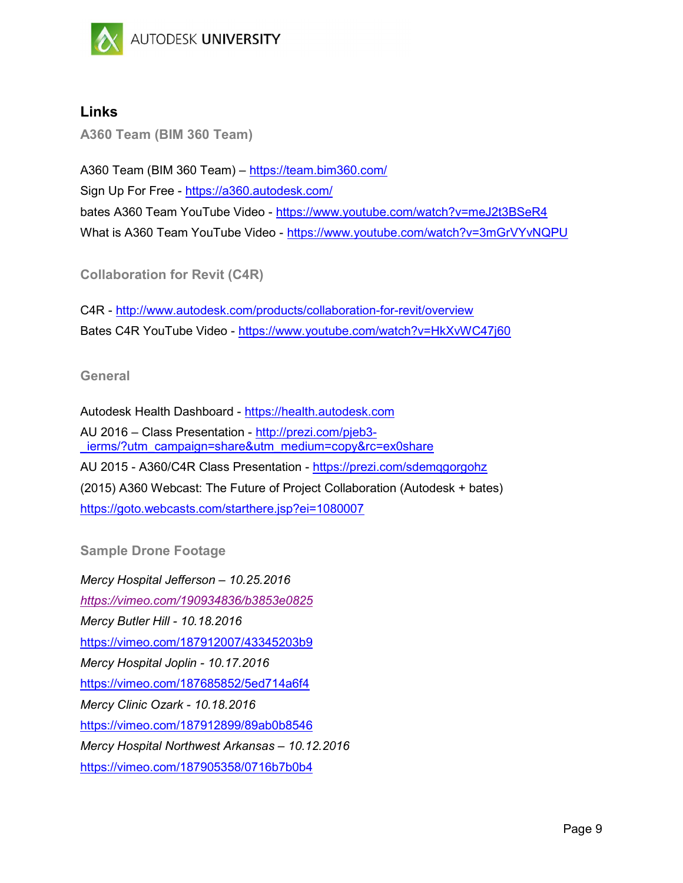## Links

### A360 Team (BIM 360 Team)

A360 Team (BIM 360 Team) – https://team.bim360.com/
Sign Up For Free - https://a360.autodesk.com/
bates A360 Team YouTube Video - https://www.youtube.com/watch?v=meJ2t3BSeR4
What is A360 Team YouTube Video - https://www.youtube.com/watch?v=3mGrVYvNQPU

### Collaboration for Revit (C4R)

C4R - http://www.autodesk.com/products/collaboration-for-revit/overview
Bates C4R YouTube Video - https://www.youtube.com/watch?v=HkXvWC47j60

### General

Autodesk Health Dashboard - https://health.autodesk.com
AU 2016 – Class Presentation - http://prezi.com/pjeb3-_ierms/?utm_campaign=share&utm_medium=copy&rc=ex0share
AU 2015 - A360/C4R Class Presentation - https://prezi.com/sdemqgorgohz
(2015) A360 Webcast: The Future of Project Collaboration (Autodesk + bates)
https://goto.webcasts.com/starthere.jsp?ei=1080007

### Sample Drone Footage

*Mercy Hospital Jefferson – 10.25.2016*
*https://vimeo.com/190934836/b3853e0825*
*Mercy Butler Hill - 10.18.2016*
https://vimeo.com/187912007/43345203b9
*Mercy Hospital Joplin - 10.17.2016*
https://vimeo.com/187685852/5ed714a6f4
*Mercy Clinic Ozark - 10.18.2016*
https://vimeo.com/187912899/89ab0b8546
*Mercy Hospital Northwest Arkansas – 10.12.2016*
https://vimeo.com/187905358/0716b7b0b4